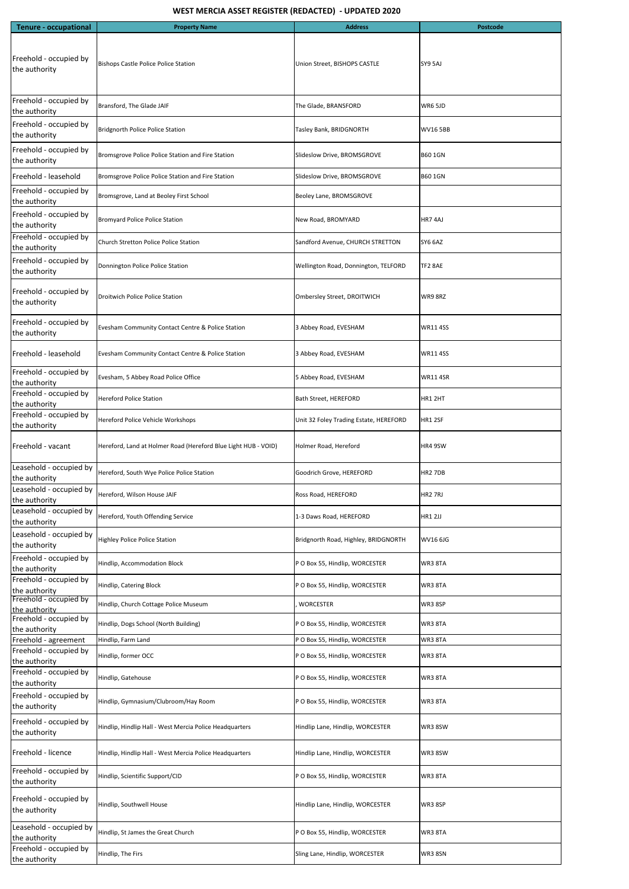# WEST MERCIA ASSET REGISTER (REDACTED) - UPDATED 2020

| Tenure - occupational | Property Name | Address | Postcode |
|---|---|---|---|
| Freehold - occupied by the authority | Bishops Castle Police Police Station | Union Street, BISHOPS CASTLE | SY9 5AJ |
| Freehold - occupied by the authority | Bransford, The Glade JAIF | The Glade, BRANSFORD | WR6 5JD |
| Freehold - occupied by the authority | Bridgnorth Police Police Station | Tasley Bank, BRIDGNORTH | WV16 5BB |
| Freehold - occupied by the authority | Bromsgrove Police Police Station and Fire Station | Slideslow Drive, BROMSGROVE | B60 1GN |
| Freehold - leasehold | Bromsgrove Police Police Station and Fire Station | Slideslow Drive, BROMSGROVE | B60 1GN |
| Freehold - occupied by the authority | Bromsgrove, Land at Beoley First School | Beoley Lane, BROMSGROVE | |
| Freehold - occupied by the authority | Bromyard Police Police Station | New Road, BROMYARD | HR7 4AJ |
| Freehold - occupied by the authority | Church Stretton Police Police Station | Sandford Avenue, CHURCH STRETTON | SY6 6AZ |
| Freehold - occupied by the authority | Donnington Police Police Station | Wellington Road, Donnington, TELFORD | TF2 8AE |
| Freehold - occupied by the authority | Droitwich Police Police Station | Ombersley Street, DROITWICH | WR9 8RZ |
| Freehold - occupied by the authority | Evesham Community Contact Centre & Police Station | 3 Abbey Road, EVESHAM | WR11 4SS |
| Freehold - leasehold | Evesham Community Contact Centre & Police Station | 3 Abbey Road, EVESHAM | WR11 4SS |
| Freehold - occupied by the authority | Evesham, 5 Abbey Road Police Office | 5 Abbey Road, EVESHAM | WR11 4SR |
| Freehold - occupied by the authority | Hereford Police Station | Bath Street, HEREFORD | HR1 2HT |
| Freehold - occupied by the authority | Hereford Police Vehicle Workshops | Unit 32 Foley Trading Estate, HEREFORD | HR1 2SF |
| Freehold - vacant | Hereford, Land at Holmer Road (Hereford Blue Light HUB - VOID) | Holmer Road, Hereford | HR4 9SW |
| Leasehold - occupied by the authority | Hereford, South Wye Police Police Station | Goodrich Grove, HEREFORD | HR2 7DB |
| Leasehold - occupied by the authority | Hereford, Wilson House JAIF | Ross Road, HEREFORD | HR2 7RJ |
| Leasehold - occupied by the authority | Hereford, Youth Offending Service | 1-3 Daws Road, HEREFORD | HR1 2JJ |
| Leasehold - occupied by the authority | Highley Police Police Station | Bridgnorth Road, Highley, BRIDGNORTH | WV16 6JG |
| Freehold - occupied by the authority | Hindlip, Accommodation Block | P O Box 55, Hindlip, WORCESTER | WR3 8TA |
| Freehold - occupied by the authority | Hindlip, Catering Block | P O Box 55, Hindlip, WORCESTER | WR3 8TA |
| Freehold - occupied by the authority | Hindlip, Church Cottage Police Museum | , WORCESTER | WR3 8SP |
| Freehold - occupied by the authority | Hindlip, Dogs School (North Building) | P O Box 55, Hindlip, WORCESTER | WR3 8TA |
| Freehold - agreement | Hindlip, Farm Land | P O Box 55, Hindlip, WORCESTER | WR3 8TA |
| Freehold - occupied by the authority | Hindlip, former OCC | P O Box 55, Hindlip, WORCESTER | WR3 8TA |
| Freehold - occupied by the authority | Hindlip, Gatehouse | P O Box 55, Hindlip, WORCESTER | WR3 8TA |
| Freehold - occupied by the authority | Hindlip, Gymnasium/Clubroom/Hay Room | P O Box 55, Hindlip, WORCESTER | WR3 8TA |
| Freehold - occupied by the authority | Hindlip, Hindlip Hall - West Mercia Police Headquarters | Hindlip Lane, Hindlip, WORCESTER | WR3 8SW |
| Freehold - licence | Hindlip, Hindlip Hall - West Mercia Police Headquarters | Hindlip Lane, Hindlip, WORCESTER | WR3 8SW |
| Freehold - occupied by the authority | Hindlip, Scientific Support/CID | P O Box 55, Hindlip, WORCESTER | WR3 8TA |
| Freehold - occupied by the authority | Hindlip, Southwell House | Hindlip Lane, Hindlip, WORCESTER | WR3 8SP |
| Leasehold - occupied by the authority | Hindlip, St James the Great Church | P O Box 55, Hindlip, WORCESTER | WR3 8TA |
| Freehold - occupied by the authority | Hindlip, The Firs | Sling Lane, Hindlip, WORCESTER | WR3 8SN |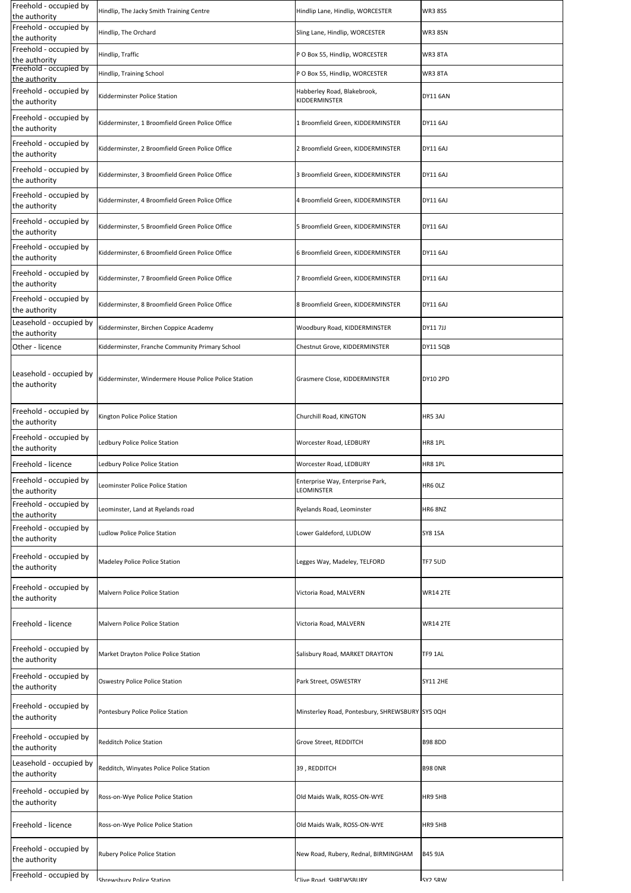| | | | |
|---|---|---|---|
| Freehold - occupied by the authority | Hindlip, The Jacky Smith Training Centre | Hindlip Lane, Hindlip, WORCESTER | WR3 8SS |
| Freehold - occupied by the authority | Hindlip, The Orchard | Sling Lane, Hindlip, WORCESTER | WR3 8SN |
| Freehold - occupied by the authority | Hindlip, Traffic | P O Box 55, Hindlip, WORCESTER | WR3 8TA |
| Freehold - occupied by the authority | Hindlip, Training School | P O Box 55, Hindlip, WORCESTER | WR3 8TA |
| Freehold - occupied by the authority | Kidderminster Police Station | Habberley Road, Blakebrook, KIDDERMINSTER | DY11 6AN |
| Freehold - occupied by the authority | Kidderminster, 1 Broomfield Green Police Office | 1 Broomfield Green, KIDDERMINSTER | DY11 6AJ |
| Freehold - occupied by the authority | Kidderminster, 2 Broomfield Green Police Office | 2 Broomfield Green, KIDDERMINSTER | DY11 6AJ |
| Freehold - occupied by the authority | Kidderminster, 3 Broomfield Green Police Office | 3 Broomfield Green, KIDDERMINSTER | DY11 6AJ |
| Freehold - occupied by the authority | Kidderminster, 4 Broomfield Green Police Office | 4 Broomfield Green, KIDDERMINSTER | DY11 6AJ |
| Freehold - occupied by the authority | Kidderminster, 5 Broomfield Green Police Office | 5 Broomfield Green, KIDDERMINSTER | DY11 6AJ |
| Freehold - occupied by the authority | Kidderminster, 6 Broomfield Green Police Office | 6 Broomfield Green, KIDDERMINSTER | DY11 6AJ |
| Freehold - occupied by the authority | Kidderminster, 7 Broomfield Green Police Office | 7 Broomfield Green, KIDDERMINSTER | DY11 6AJ |
| Freehold - occupied by the authority | Kidderminster, 8 Broomfield Green Police Office | 8 Broomfield Green, KIDDERMINSTER | DY11 6AJ |
| Leasehold - occupied by the authority | Kidderminster, Birchen Coppice Academy | Woodbury Road, KIDDERMINSTER | DY11 7JJ |
| Other - licence | Kidderminster, Franche Community Primary School | Chestnut Grove, KIDDERMINSTER | DY11 5QB |
| Leasehold - occupied by the authority | Kidderminster, Windermere House Police Police Station | Grasmere Close, KIDDERMINSTER | DY10 2PD |
| Freehold - occupied by the authority | Kington Police Police Station | Churchill Road, KINGTON | HR5 3AJ |
| Freehold - occupied by the authority | Ledbury Police Police Station | Worcester Road, LEDBURY | HR8 1PL |
| Freehold - licence | Ledbury Police Police Station | Worcester Road, LEDBURY | HR8 1PL |
| Freehold - occupied by the authority | Leominster Police Police Station | Enterprise Way, Enterprise Park, LEOMINSTER | HR6 0LZ |
| Freehold - occupied by the authority | Leominster, Land at Ryelands road | Ryelands Road, Leominster | HR6 8NZ |
| Freehold - occupied by the authority | Ludlow Police Police Station | Lower Galdeford, LUDLOW | SY8 1SA |
| Freehold - occupied by the authority | Madeley Police Police Station | Legges Way, Madeley, TELFORD | TF7 5UD |
| Freehold - occupied by the authority | Malvern Police Police Station | Victoria Road, MALVERN | WR14 2TE |
| Freehold - licence | Malvern Police Police Station | Victoria Road, MALVERN | WR14 2TE |
| Freehold - occupied by the authority | Market Drayton Police Police Station | Salisbury Road, MARKET DRAYTON | TF9 1AL |
| Freehold - occupied by the authority | Oswestry Police Police Station | Park Street, OSWESTRY | SY11 2HE |
| Freehold - occupied by the authority | Pontesbury Police Police Station | Minsterley Road, Pontesbury, SHREWSBURY | SY5 0QH |
| Freehold - occupied by the authority | Redditch Police Station | Grove Street, REDDITCH | B98 8DD |
| Leasehold - occupied by the authority | Redditch, Winyates Police Police Station | 39 , REDDITCH | B98 0NR |
| Freehold - occupied by the authority | Ross-on-Wye Police Police Station | Old Maids Walk, ROSS-ON-WYE | HR9 5HB |
| Freehold - licence | Ross-on-Wye Police Police Station | Old Maids Walk, ROSS-ON-WYE | HR9 5HB |
| Freehold - occupied by the authority | Rubery Police Police Station | New Road, Rubery, Rednal, BIRMINGHAM | B45 9JA |
| Freehold - occupied by | Shrewsbury Police Station | Clive Road, SHREWSBURY | SY2 5RW |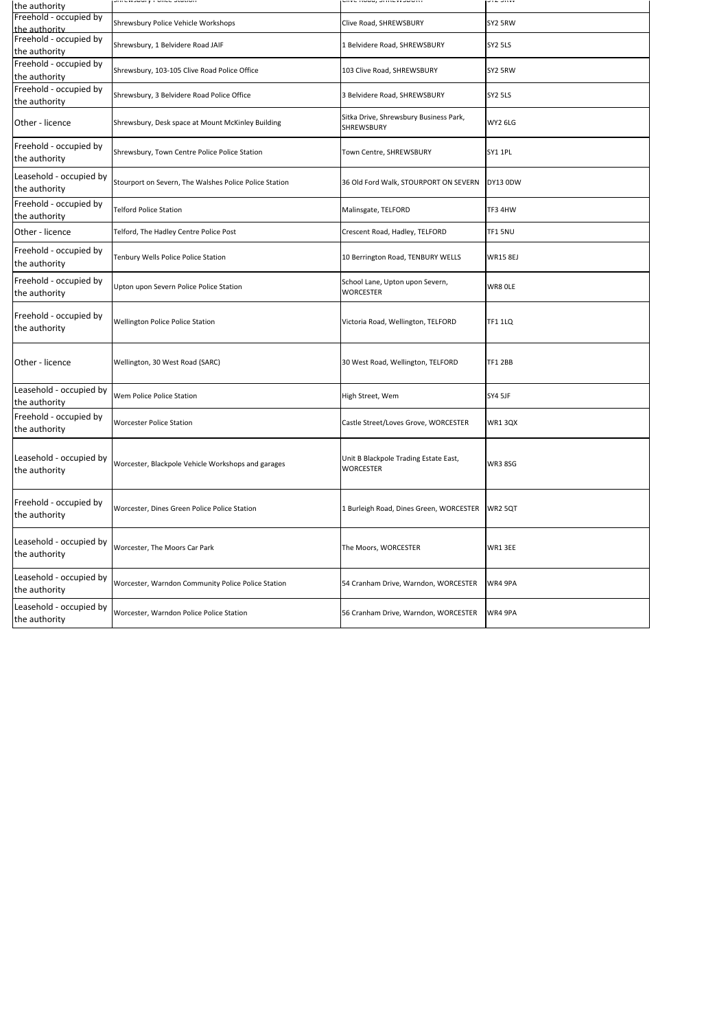| | | | |
|---|---|---|---|
| Freehold - occupied by the authority | Shrewsbury Police Station | Clive Road, SHREWSBURY | SY2 5RW |
| Freehold - occupied by the authority | Shrewsbury Police Vehicle Workshops | Clive Road, SHREWSBURY | SY2 5RW |
| Freehold - occupied by the authority | Shrewsbury, 1 Belvidere Road JAIF | 1 Belvidere Road, SHREWSBURY | SY2 5LS |
| Freehold - occupied by the authority | Shrewsbury, 103-105 Clive Road Police Office | 103 Clive Road, SHREWSBURY | SY2 5RW |
| Freehold - occupied by the authority | Shrewsbury, 3 Belvidere Road Police Office | 3 Belvidere Road, SHREWSBURY | SY2 5LS |
| Other - licence | Shrewsbury, Desk space at Mount McKinley Building | Sitka Drive, Shrewsbury Business Park, SHREWSBURY | WY2 6LG |
| Freehold - occupied by the authority | Shrewsbury, Town Centre Police Police Station | Town Centre, SHREWSBURY | SY1 1PL |
| Leasehold - occupied by the authority | Stourport on Severn, The Walshes Police Police Station | 36 Old Ford Walk, STOURPORT ON SEVERN | DY13 0DW |
| Freehold - occupied by the authority | Telford Police Station | Malinsgate, TELFORD | TF3 4HW |
| Other - licence | Telford, The Hadley Centre Police Post | Crescent Road, Hadley, TELFORD | TF1 5NU |
| Freehold - occupied by the authority | Tenbury Wells Police Police Station | 10 Berrington Road, TENBURY WELLS | WR15 8EJ |
| Freehold - occupied by the authority | Upton upon Severn Police Police Station | School Lane, Upton upon Severn, WORCESTER | WR8 0LE |
| Freehold - occupied by the authority | Wellington Police Police Station | Victoria Road, Wellington, TELFORD | TF1 1LQ |
| Other - licence | Wellington, 30 West Road (SARC) | 30 West Road, Wellington, TELFORD | TF1 2BB |
| Leasehold - occupied by the authority | Wem Police Police Station | High Street, Wem | SY4 5JF |
| Freehold - occupied by the authority | Worcester Police Station | Castle Street/Loves Grove, WORCESTER | WR1 3QX |
| Leasehold - occupied by the authority | Worcester, Blackpole Vehicle Workshops and garages | Unit B Blackpole Trading Estate East, WORCESTER | WR3 8SG |
| Freehold - occupied by the authority | Worcester, Dines Green Police Police Station | 1 Burleigh Road, Dines Green, WORCESTER | WR2 5QT |
| Leasehold - occupied by the authority | Worcester, The Moors Car Park | The Moors, WORCESTER | WR1 3EE |
| Leasehold - occupied by the authority | Worcester, Warndon Community Police Police Station | 54 Cranham Drive, Warndon, WORCESTER | WR4 9PA |
| Leasehold - occupied by the authority | Worcester, Warndon Police Police Station | 56 Cranham Drive, Warndon, WORCESTER | WR4 9PA |